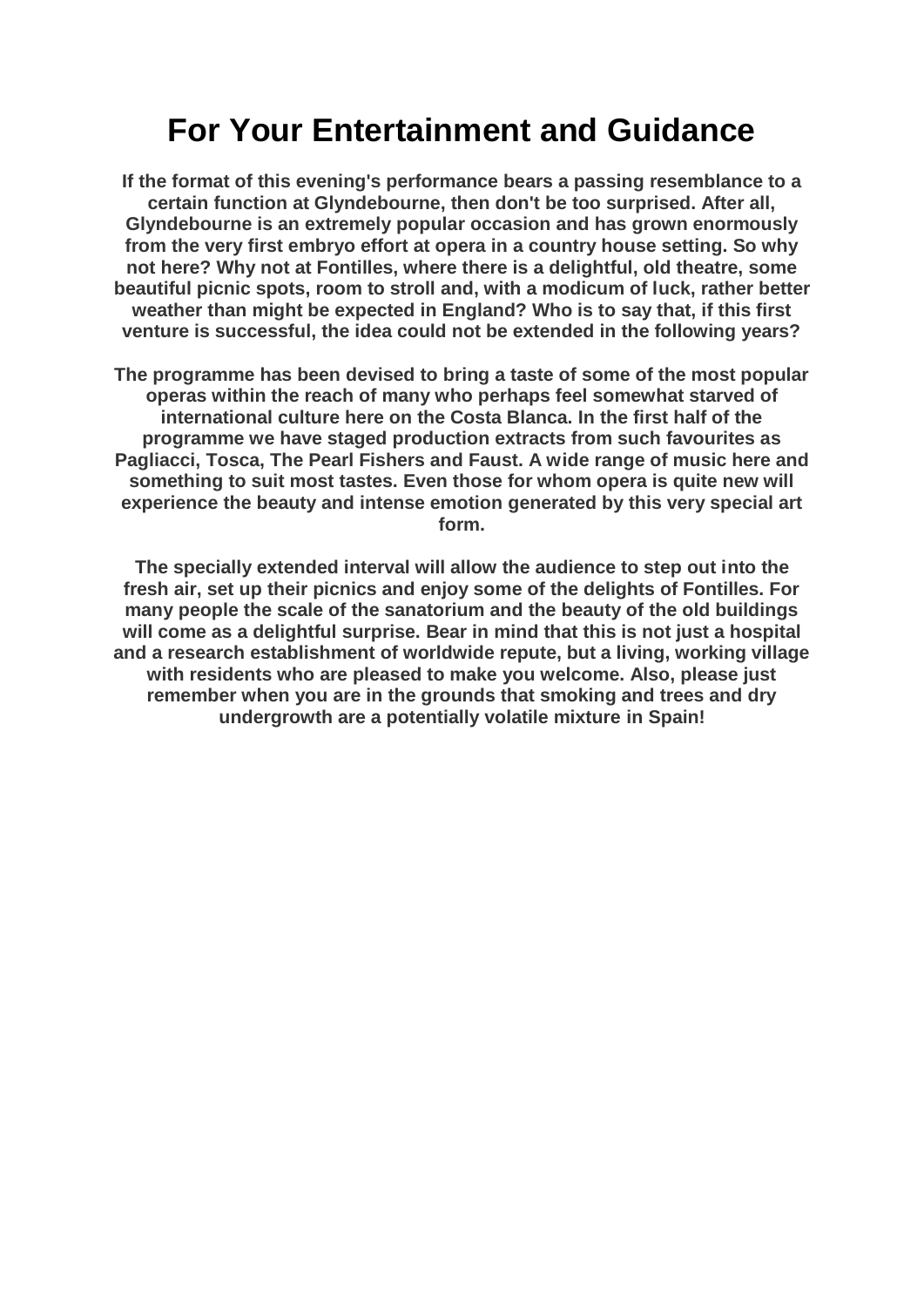# For Your Entertainment and Guidance

**If the format of this evening's performance bears a passing resemblance to a certain function at Glyndebourne, then don't be too surprised. After all, Glyndebourne is an extremely popular occasion and has grown enormously from the very first embryo effort at opera in a country house setting. So why not here? Why not at Fontilles, where there is a delightful, old theatre, some beautiful picnic spots, room to stroll and, with a modicum of luck, rather better weather than might be expected in England? Who is to say that, if this first venture is successful, the idea could not be extended in the following years?**

**The programme has been devised to bring a taste of some of the most popular operas within the reach of many who perhaps feel somewhat starved of international culture here on the Costa Blanca. In the first half of the programme we have staged production extracts from such favourites as Pagliacci, Tosca, The Pearl Fishers and Faust. A wide range of music here and something to suit most tastes. Even those for whom opera is quite new will experience the beauty and intense emotion generated by this very special art form.**

**The specially extended interval will allow the audience to step out into the fresh air, set up their picnics and enjoy some of the delights of Fontilles. For many people the scale of the sanatorium and the beauty of the old buildings will come as a delightful surprise. Bear in mind that this is not just a hospital and a research establishment of worldwide repute, but a living, working village with residents who are pleased to make you welcome. Also, please just remember when you are in the grounds that smoking and trees and dry undergrowth are a potentially volatile mixture in Spain!**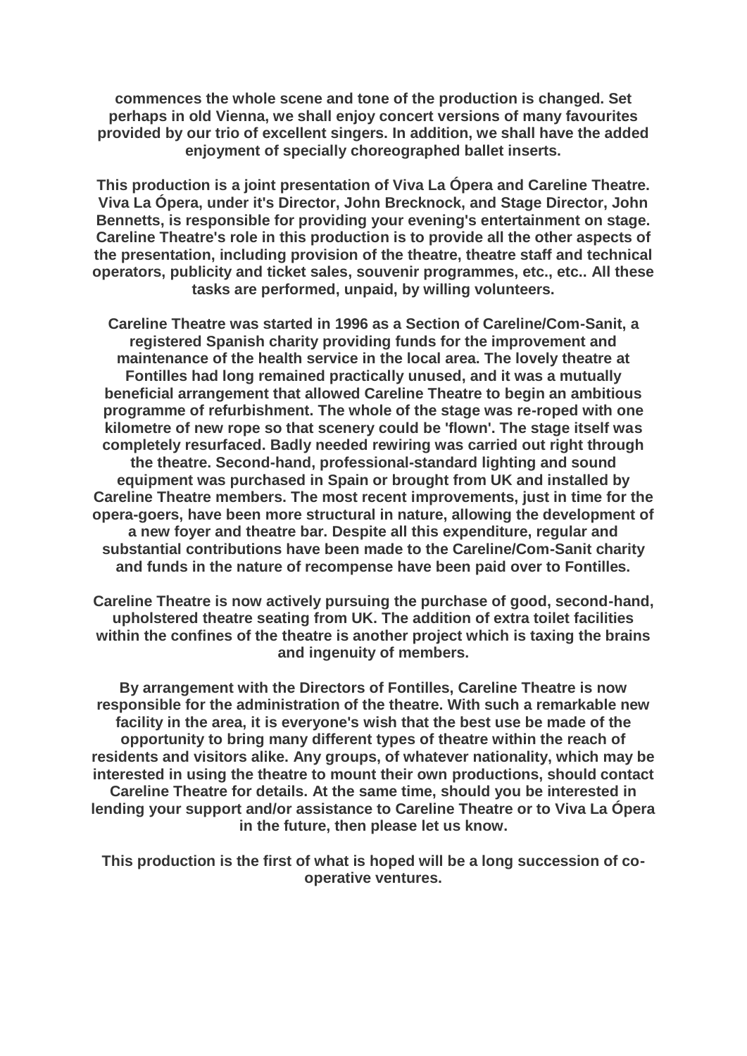**commences the whole scene and tone of the production is changed. Set perhaps in old Vienna, we shall enjoy concert versions of many favourites provided by our trio of excellent singers. In addition, we shall have the added enjoyment of specially choreographed ballet inserts.**

**This production is a joint presentation of Viva La Ópera and Careline Theatre. Viva La Ópera, under it's Director, John Brecknock, and Stage Director, John Bennetts, is responsible for providing your evening's entertainment on stage. Careline Theatre's role in this production is to provide all the other aspects of the presentation, including provision of the theatre, theatre staff and technical operators, publicity and ticket sales, souvenir programmes, etc., etc.. All these tasks are performed, unpaid, by willing volunteers.**

**Careline Theatre was started in 1996 as a Section of Careline/Com-Sanit, a registered Spanish charity providing funds for the improvement and maintenance of the health service in the local area. The lovely theatre at Fontilles had long remained practically unused, and it was a mutually beneficial arrangement that allowed Careline Theatre to begin an ambitious programme of refurbishment. The whole of the stage was re-roped with one kilometre of new rope so that scenery could be 'flown'. The stage itself was completely resurfaced. Badly needed rewiring was carried out right through the theatre. Second-hand, professional-standard lighting and sound equipment was purchased in Spain or brought from UK and installed by Careline Theatre members. The most recent improvements, just in time for the opera-goers, have been more structural in nature, allowing the development of a new foyer and theatre bar. Despite all this expenditure, regular and substantial contributions have been made to the Careline/Com-Sanit charity and funds in the nature of recompense have been paid over to Fontilles.**

**Careline Theatre is now actively pursuing the purchase of good, second-hand, upholstered theatre seating from UK. The addition of extra toilet facilities within the confines of the theatre is another project which is taxing the brains and ingenuity of members.**

**By arrangement with the Directors of Fontilles, Careline Theatre is now responsible for the administration of the theatre. With such a remarkable new facility in the area, it is everyone's wish that the best use be made of the opportunity to bring many different types of theatre within the reach of residents and visitors alike. Any groups, of whatever nationality, which may be interested in using the theatre to mount their own productions, should contact Careline Theatre for details. At the same time, should you be interested in lending your support and/or assistance to Careline Theatre or to Viva La Ópera in the future, then please let us know.**

**This production is the first of what is hoped will be a long succession of co-operative ventures.**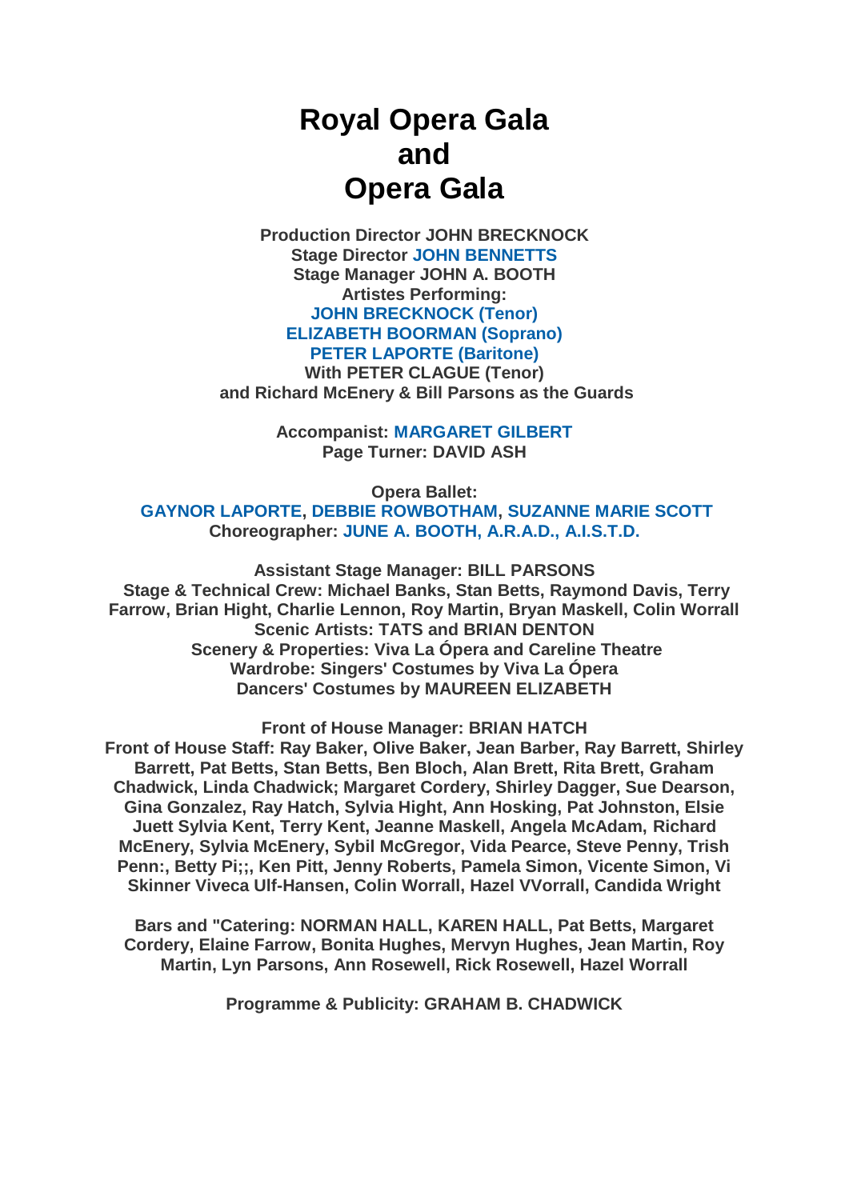# Royal Opera Gala
# and
# Opera Gala

**Production Director JOHN BRECKNOCK**
**Stage Director JOHN BENNETTS**
**Stage Manager JOHN A. BOOTH**
**Artistes Performing:**
**JOHN BRECKNOCK (Tenor)**
**ELIZABETH BOORMAN (Soprano)**
**PETER LAPORTE (Baritone)**
**With PETER CLAGUE (Tenor)**
**and Richard McEnery & Bill Parsons as the Guards**

**Accompanist: MARGARET GILBERT**
**Page Turner: DAVID ASH**

**Opera Ballet:**
**GAYNOR LAPORTE, DEBBIE ROWBOTHAM, SUZANNE MARIE SCOTT**
**Choreographer: JUNE A. BOOTH, A.R.A.D., A.I.S.T.D.**

**Assistant Stage Manager: BILL PARSONS**
**Stage & Technical Crew: Michael Banks, Stan Betts, Raymond Davis, Terry Farrow, Brian Hight, Charlie Lennon, Roy Martin, Bryan Maskell, Colin Worrall**
**Scenic Artists: TATS and BRIAN DENTON**
**Scenery & Properties: Viva La Ópera and Careline Theatre**
**Wardrobe: Singers' Costumes by Viva La Ópera**
**Dancers' Costumes by MAUREEN ELIZABETH**

**Front of House Manager: BRIAN HATCH**
**Front of House Staff: Ray Baker, Olive Baker, Jean Barber, Ray Barrett, Shirley Barrett, Pat Betts, Stan Betts, Ben Bloch, Alan Brett, Rita Brett, Graham Chadwick, Linda Chadwick; Margaret Cordery, Shirley Dagger, Sue Dearson, Gina Gonzalez, Ray Hatch, Sylvia Hight, Ann Hosking, Pat Johnston, Elsie Juett Sylvia Kent, Terry Kent, Jeanne Maskell, Angela McAdam, Richard McEnery, Sylvia McEnery, Sybil McGregor, Vida Pearce, Steve Penny, Trish Penn:, Betty Pi;;, Ken Pitt, Jenny Roberts, Pamela Simon, Vicente Simon, Vi Skinner Viveca Ulf-Hansen, Colin Worrall, Hazel VVorrall, Candida Wright**

**Bars and "Catering: NORMAN HALL, KAREN HALL, Pat Betts, Margaret Cordery, Elaine Farrow, Bonita Hughes, Mervyn Hughes, Jean Martin, Roy Martin, Lyn Parsons, Ann Rosewell, Rick Rosewell, Hazel Worrall**

**Programme & Publicity: GRAHAM B. CHADWICK**